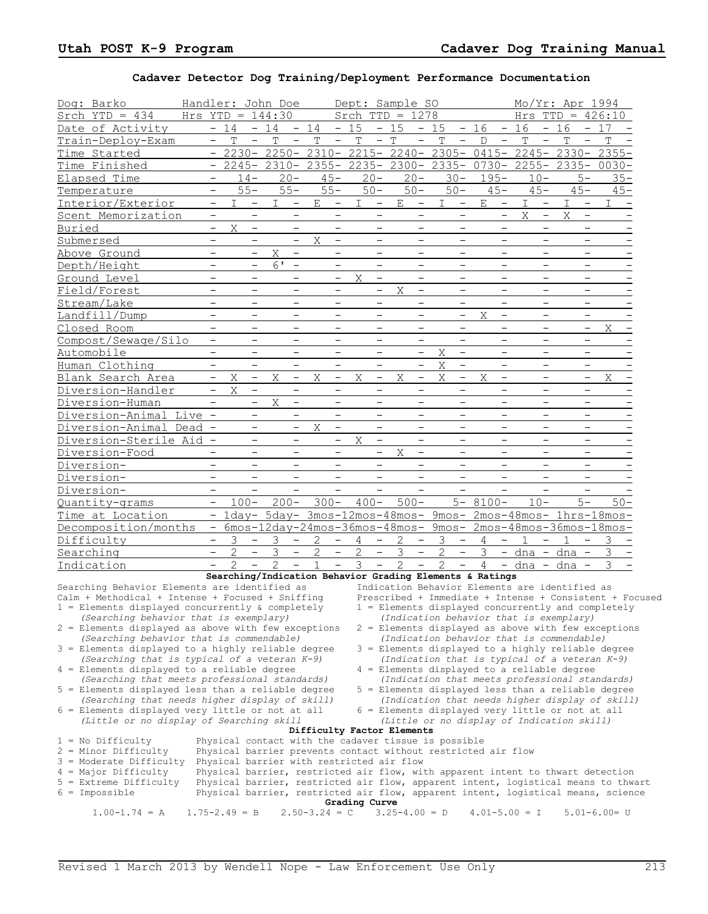# Cadaver Detector Dog Training/Deployment Performance Documentation

| Dog: Barko | Handler: John Doe | | | Dept: Sample SO | | | | Mo/Yr: Apr 1994 | | |
|---|---|---|---|---|---|---|---|---|---|---|
| Srch YTD = 434 | Hrs YTD = 144:30 | | | Srch TTD = 1278 | | | | Hrs TTD = 426:10 | | |
| Date of Activity | 14 | 14 | 14 | 15 | 15 | 15 | 16 | 16 | 16 | 17 |
| Train-Deploy-Exam | T | T | T | T | T | T | D | T | T | T |
| Time Started | 2230 | 2250 | 2310 | 2215 | 2240 | 2305 | 0415 | 2245 | 2330 | 2355 |
| Time Finished | 2245 | 2310 | 2355 | 2235 | 2300 | 2335 | 0730 | 2255 | 2335 | 0030 |
| Elapsed Time | 14 | 20 | 45 | 20 | 20 | 30 | 195 | 10 | 5 | 35 |
| Temperature | 55 | 55 | 55 | 50 | 50 | 50 | 45 | 45 | 45 | 45 |
| Interior/Exterior | I | I | E | I | E | I | E | I | I | I |
| Scent Memorization | | | | | | | | X | X | |
| Buried | X | | | | | | | | | |
| Submersed | | | X | | | | | | | |
| Above Ground | | X | | | | | | | | |
| Depth/Height | | 6' | | | | | | | | |
| Ground Level | | | | X | | | | | | |
| Field/Forest | | | | | X | | | | | |
| Stream/Lake | | | | | | | | | | |
| Landfill/Dump | | | | | | | X | | | |
| Closed Room | | | | | | | | | | X |
| Compost/Sewage/Silo | | | | | | | | | | |
| Automobile | | | | | | X | | | | |
| Human Clothing | | | | | | X | | | | |
| Blank Search Area | X | X | X | X | X | X | X | | | X |
| Diversion-Handler | X | | | | | | | | | |
| Diversion-Human | | X | | | | | | | | |
| Diversion-Animal Live | | | | | | | | | | |
| Diversion-Animal Dead | | | X | | | | | | | |
| Diversion-Sterile Aid | | | | X | | | | | | |
| Diversion-Food | | | | | X | | | | | |
| Diversion- | | | | | | | | | | |
| Diversion- | | | | | | | | | | |
| Diversion- | | | | | | | | | | |
| Quantity-grams | 100 | 200 | 300 | 400 | 500 | 5 | 8100 | 10 | 5 | 50 |
| Time at Location | 1day | 5day | 3mos | 12mos | 48mos | 9mos | 2mos | 48mos | 1hrs | 18mos |
| Decomposition/months | 6mos | 12day | 24mos | 36mos | 48mos | 9mos | 2mos | 48mos | 36mos | 18mos |
| Difficulty | 3 | 3 | 2 | 4 | 2 | 3 | 4 | 1 | 1 | 3 |
| Searching | 2 | 3 | 2 | 2 | 3 | 2 | 3 | dna | dna | 3 |
| Indication | 2 | 2 | 1 | 3 | 2 | 2 | 4 | dna | dna | 3 |

**Searching/Indication Behavior Grading Elements & Ratings**

Searching Behavior Elements are identified as Calm + Methodical + Intense + Focused + Sniffing

1 = Elements displayed concurrently & completely
   *(Searching behavior that is exemplary)*
2 = Elements displayed as above with few exceptions
   *(Searching behavior that is commendable)*
3 = Elements displayed to a highly reliable degree
   *(Searching that is typical of a veteran K-9)*
4 = Elements displayed to a reliable degree
   *(Searching that meets professional standards)*
5 = Elements displayed less than a reliable degree
   *(Searching that needs higher display of skill)*
6 = Elements displayed very little or not at all
   *(Little or no display of Searching skill)*

Indication Behavior Elements are identified as Prescribed + Immediate + Intense + Consistent + Focused

1 = Elements displayed concurrently and completely
   *(Indication behavior that is exemplary)*
2 = Elements displayed as above with few exceptions
   *(Indication behavior that is commendable)*
3 = Elements displayed to a highly reliable degree
   *(Indication that is typical of a veteran K-9)*
4 = Elements displayed to a reliable degree
   *(Indication that meets professional standards)*
5 = Elements displayed less than a reliable degree
   *(Indication that needs higher display of skill)*
6 = Elements displayed very little or not at all
   *(Little or no display of Indication skill)*

**Difficulty Factor Elements**

| | |
|---|---|
| 1 = No Difficulty | Physical contact with the cadaver tissue is possible |
| 2 = Minor Difficulty | Physical barrier prevents contact without restricted air flow |
| 3 = Moderate Difficulty | Physical barrier with restricted air flow |
| 4 = Major Difficulty | Physical barrier, restricted air flow, with apparent intent to thwart detection |
| 5 = Extreme Difficulty | Physical barrier, restricted air flow, apparent intent, logistical means to thwart |
| 6 = Impossible | Physical barrier, restricted air flow, apparent intent, logistical means, science |

**Grading Curve**

1.00-1.74 = A    1.75-2.49 = B    2.50-3.24 = C    3.25-4.00 = D    4.01-5.00 = I    5.01-6.00= U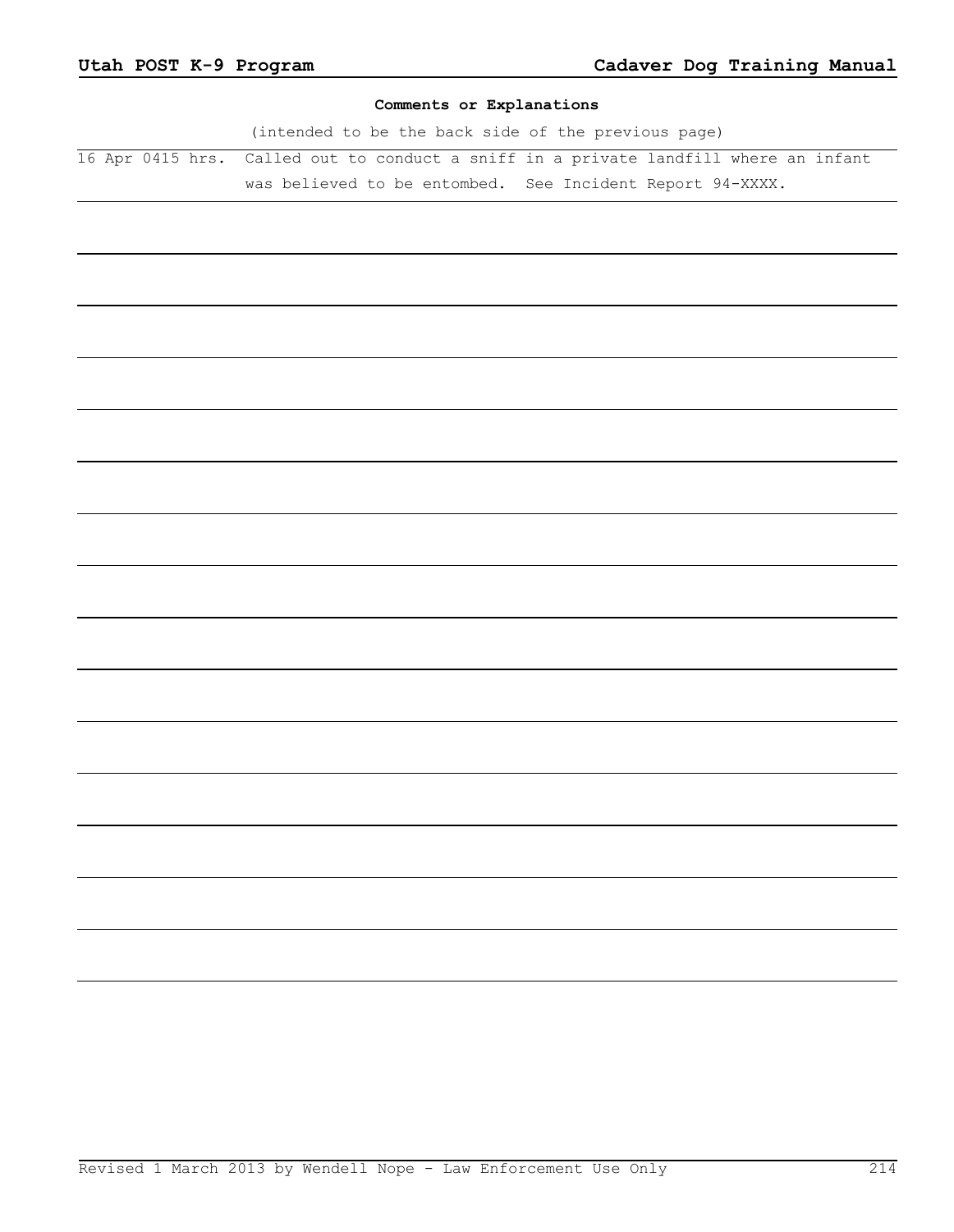**Comments or Explanations**

(intended to be the back side of the previous page)

| | |
|---|---|
| 16 Apr 0415 hrs. | Called out to conduct a sniff in a private landfill where an infant was believed to be entombed. See Incident Report 94-XXXX. |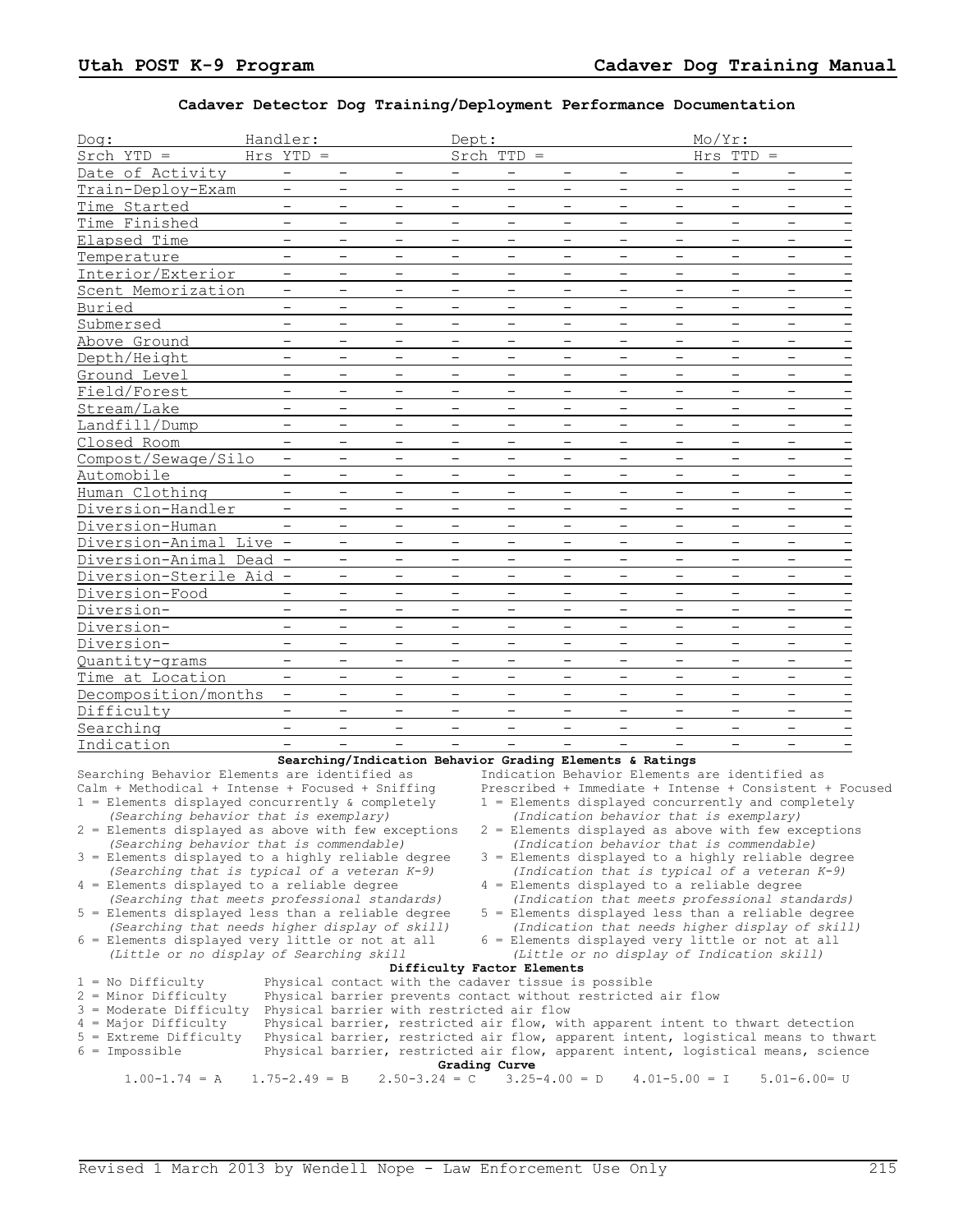## Cadaver Detector Dog Training/Deployment Performance Documentation

| Dog: | Handler: | | | Dept: | | | | | Mo/Yr: | | |
|---|---|---|---|---|---|---|---|---|---|---|---|
| Srch YTD = | Hrs YTD = | | | Srch TTD = | | | | | Hrs TTD = | | |
| Date of Activity | - | - | - | - | - | - | - | - | - | - | - |
| Train-Deploy-Exam | - | - | - | - | - | - | - | - | - | - | - |
| Time Started | - | - | - | - | - | - | - | - | - | - | - |
| Time Finished | - | - | - | - | - | - | - | - | - | - | - |
| Elapsed Time | - | - | - | - | - | - | - | - | - | - | - |
| Temperature | - | - | - | - | - | - | - | - | - | - | - |
| Interior/Exterior | - | - | - | - | - | - | - | - | - | - | - |
| Scent Memorization | - | - | - | - | - | - | - | - | - | - | - |
| Buried | - | - | - | - | - | - | - | - | - | - | - |
| Submersed | - | - | - | - | - | - | - | - | - | - | - |
| Above Ground | - | - | - | - | - | - | - | - | - | - | - |
| Depth/Height | - | - | - | - | - | - | - | - | - | - | - |
| Ground Level | - | - | - | - | - | - | - | - | - | - | - |
| Field/Forest | - | - | - | - | - | - | - | - | - | - | - |
| Stream/Lake | - | - | - | - | - | - | - | - | - | - | - |
| Landfill/Dump | - | - | - | - | - | - | - | - | - | - | - |
| Closed Room | - | - | - | - | - | - | - | - | - | - | - |
| Compost/Sewage/Silo | - | - | - | - | - | - | - | - | - | - | - |
| Automobile | - | - | - | - | - | - | - | - | - | - | - |
| Human Clothing | - | - | - | - | - | - | - | - | - | - | - |
| Diversion-Handler | - | - | - | - | - | - | - | - | - | - | - |
| Diversion-Human | - | - | - | - | - | - | - | - | - | - | - |
| Diversion-Animal Live | - | - | - | - | - | - | - | - | - | - | - |
| Diversion-Animal Dead | - | - | - | - | - | - | - | - | - | - | - |
| Diversion-Sterile Aid | - | - | - | - | - | - | - | - | - | - | - |
| Diversion-Food | - | - | - | - | - | - | - | - | - | - | - |
| Diversion- | - | - | - | - | - | - | - | - | - | - | - |
| Diversion- | - | - | - | - | - | - | - | - | - | - | - |
| Diversion- | - | - | - | - | - | - | - | - | - | - | - |
| Quantity-grams | - | - | - | - | - | - | - | - | - | - | - |
| Time at Location | - | - | - | - | - | - | - | - | - | - | - |
| Decomposition/months | - | - | - | - | - | - | - | - | - | - | - |
| Difficulty | - | - | - | - | - | - | - | - | - | - | - |
| Searching | - | - | - | - | - | - | - | - | - | - | - |
| Indication | - | - | - | - | - | - | - | - | - | - | - |

### Searching/Indication Behavior Grading Elements & Ratings

Searching Behavior Elements are identified as Calm + Methodical + Intense + Focused + Sniffing

1 = Elements displayed concurrently & completely
   *(Searching behavior that is exemplary)*
2 = Elements displayed as above with few exceptions
   *(Searching behavior that is commendable)*
3 = Elements displayed to a highly reliable degree
   *(Searching that is typical of a veteran K-9)*
4 = Elements displayed to a reliable degree
   *(Searching that meets professional standards)*
5 = Elements displayed less than a reliable degree
   *(Searching that needs higher display of skill)*
6 = Elements displayed very little or not at all
   *(Little or no display of Searching skill*

Indication Behavior Elements are identified as Prescribed + Immediate + Intense + Consistent + Focused

1 = Elements displayed concurrently and completely
   *(Indication behavior that is exemplary)*
2 = Elements displayed as above with few exceptions
   *(Indication behavior that is commendable)*
3 = Elements displayed to a highly reliable degree
   *(Indication that is typical of a veteran K-9)*
4 = Elements displayed to a reliable degree
   *(Indication that meets professional standards)*
5 = Elements displayed less than a reliable degree
   *(Indication that needs higher display of skill)*
6 = Elements displayed very little or not at all
   *(Little or no display of Indication skill)*

### Difficulty Factor Elements

| | |
|---|---|
| 1 = No Difficulty | Physical contact with the cadaver tissue is possible |
| 2 = Minor Difficulty | Physical barrier prevents contact without restricted air flow |
| 3 = Moderate Difficulty | Physical barrier with restricted air flow |
| 4 = Major Difficulty | Physical barrier, restricted air flow, with apparent intent to thwart detection |
| 5 = Extreme Difficulty | Physical barrier, restricted air flow, apparent intent, logistical means to thwart |
| 6 = Impossible | Physical barrier, restricted air flow, apparent intent, logistical means, science |

### Grading Curve

1.00-1.74 = A   1.75-2.49 = B   2.50-3.24 = C   3.25-4.00 = D   4.01-5.00 = I   5.01-6.00= U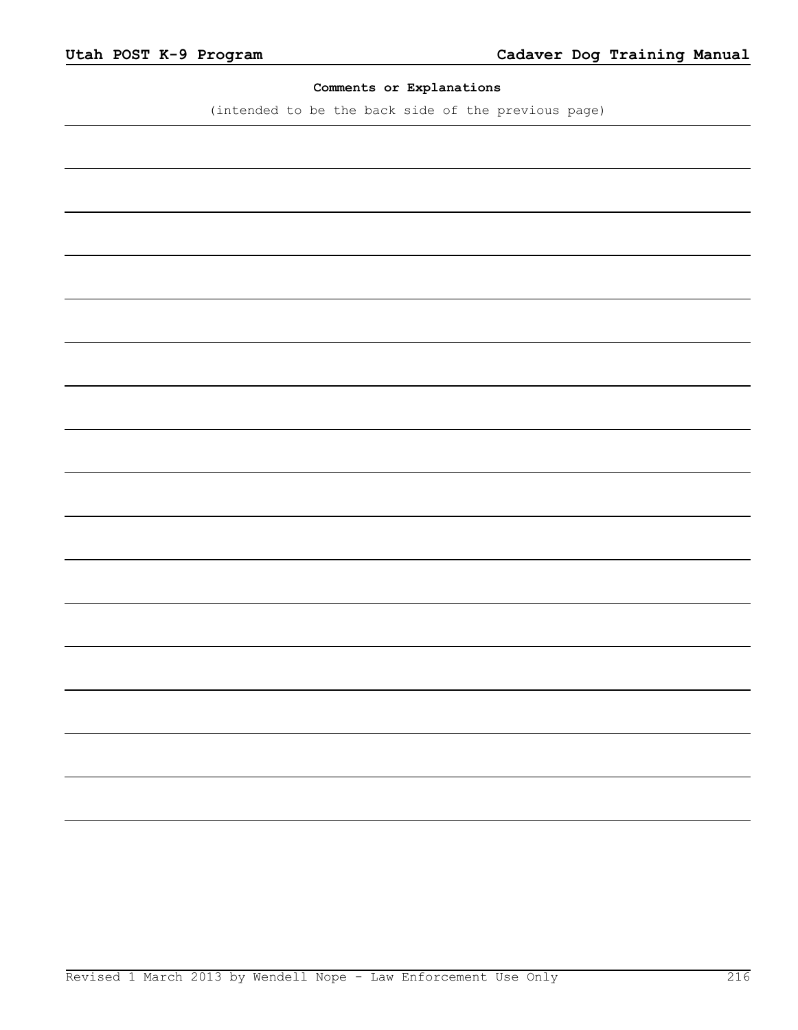**Comments or Explanations**

(intended to be the back side of the previous page)